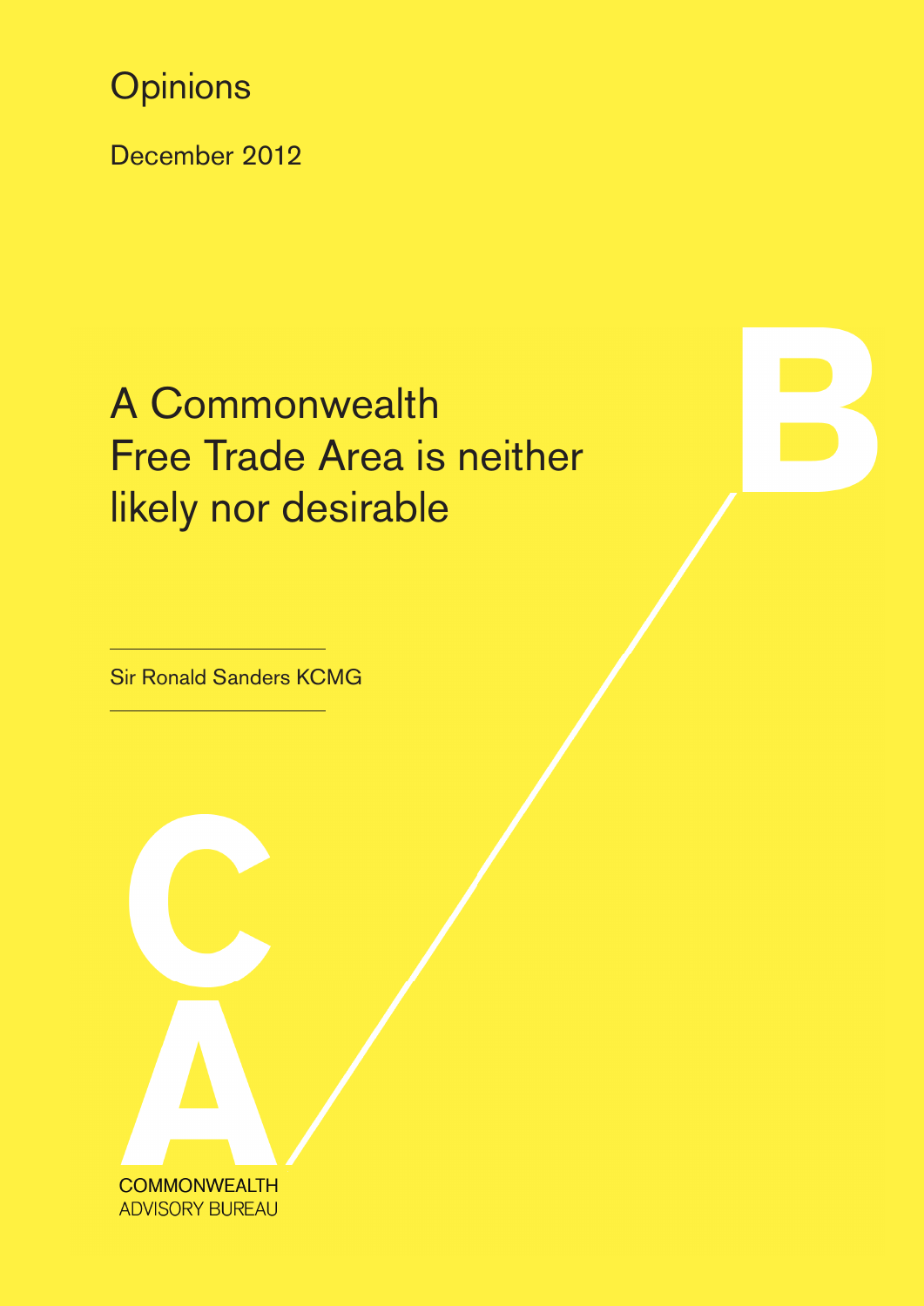Opinions

December 2012

# A Commonwealth Free Trade Area is neither likely nor desirable

Sir Ronald Sanders KCMG

COMMONWEALTH ADVISORY BUREAU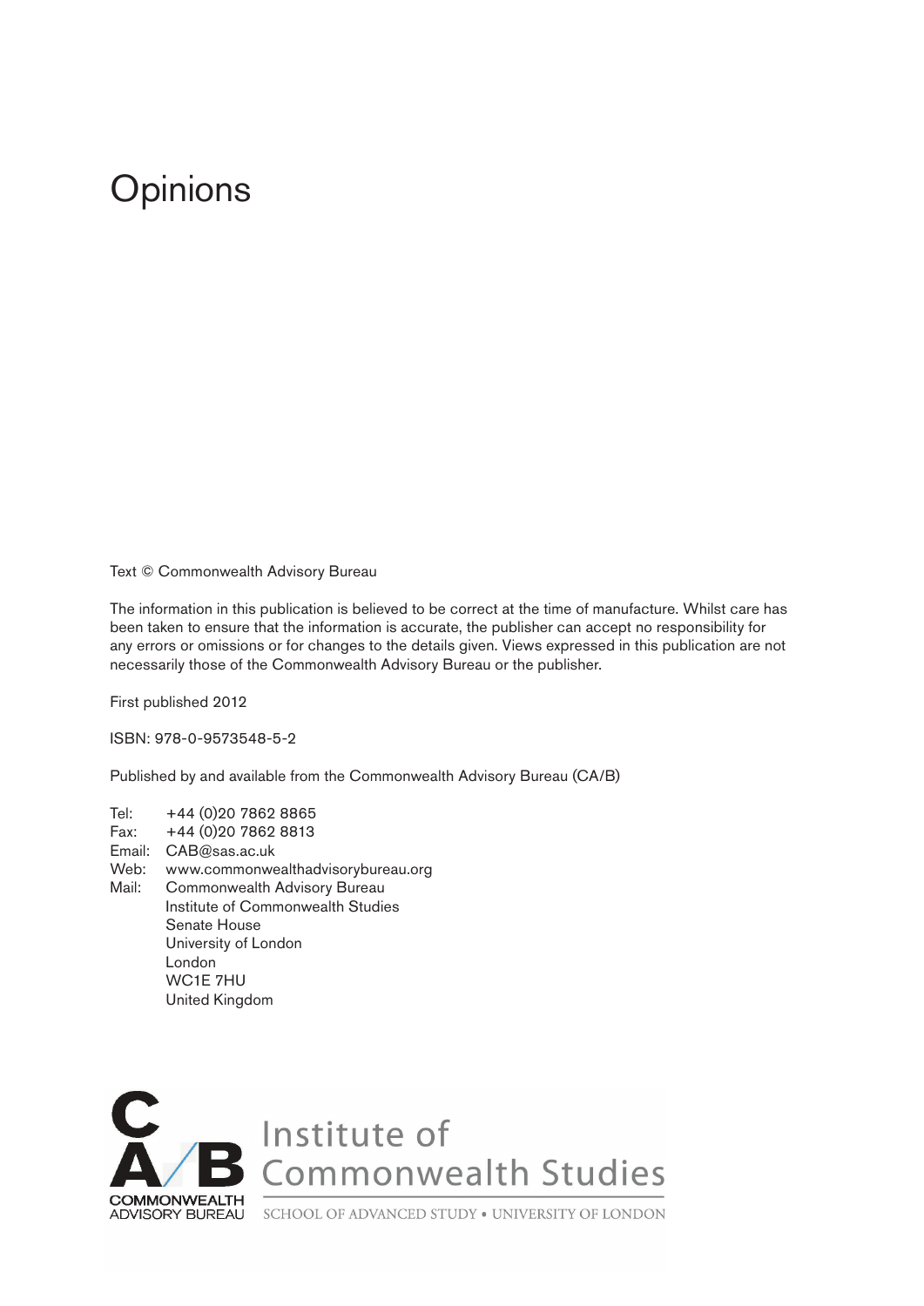# Opinions

Text © Commonwealth Advisory Bureau

The information in this publication is believed to be correct at the time of manufacture. Whilst care has been taken to ensure that the information is accurate, the publisher can accept no responsibility for any errors or omissions or for changes to the details given. Views expressed in this publication are not necessarily those of the Commonwealth Advisory Bureau or the publisher.

First published 2012

ISBN: 978-0-9573548-5-2

Published by and available from the Commonwealth Advisory Bureau (CA/B)

Tel: +44 (0)20 7862 8865
Fax: +44 (0)20 7862 8813
Email: CAB@sas.ac.uk
Web: www.commonwealthadvisorybureau.org
Mail: Commonwealth Advisory Bureau
Institute of Commonwealth Studies
Senate House
University of London
London
WC1E 7HU
United Kingdom

C A/B COMMONWEALTH ADVISORY BUREAU

Institute of Commonwealth Studies
SCHOOL OF ADVANCED STUDY • UNIVERSITY OF LONDON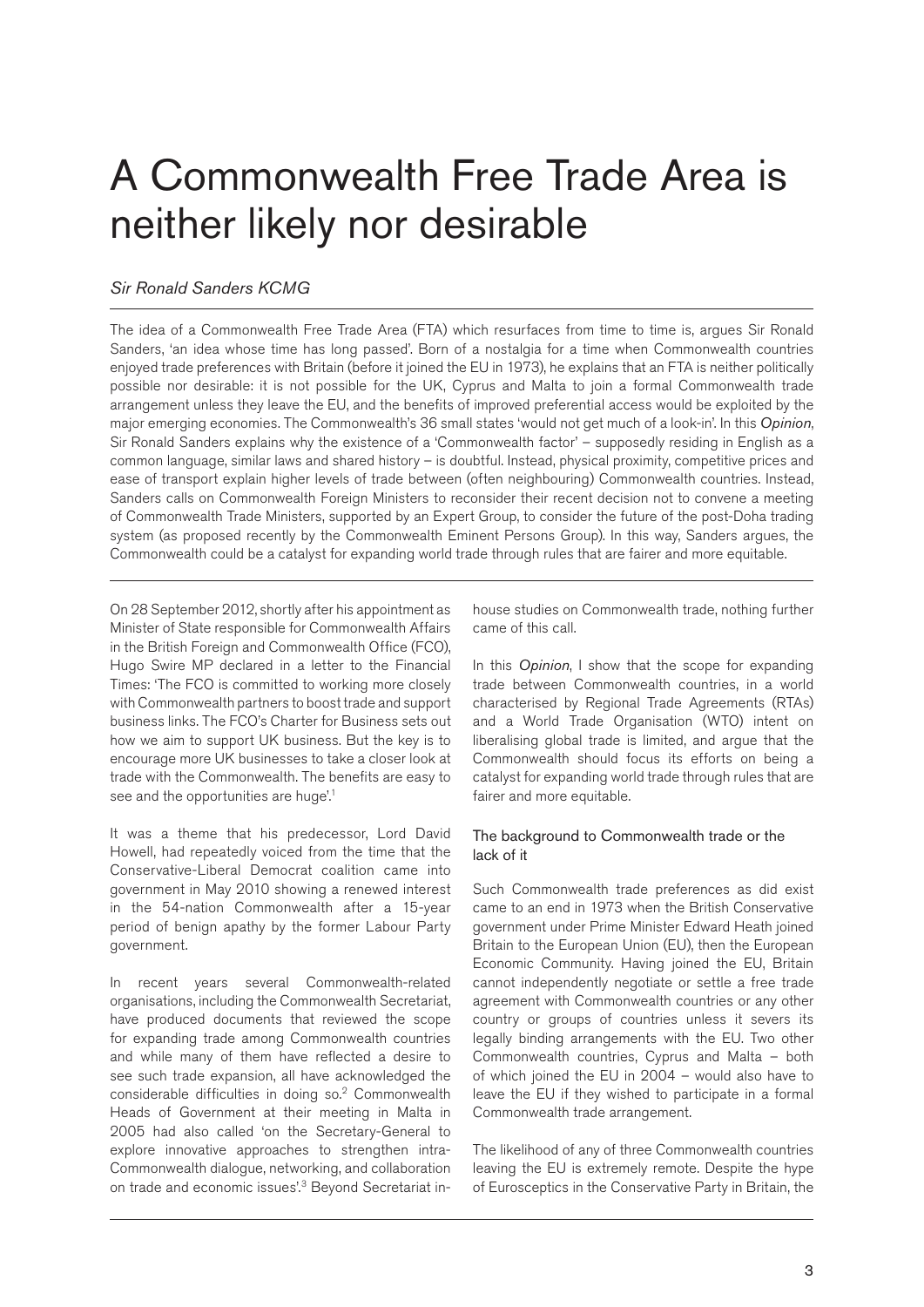# A Commonwealth Free Trade Area is neither likely nor desirable

*Sir Ronald Sanders KCMG*

The idea of a Commonwealth Free Trade Area (FTA) which resurfaces from time to time is, argues Sir Ronald Sanders, 'an idea whose time has long passed'. Born of a nostalgia for a time when Commonwealth countries enjoyed trade preferences with Britain (before it joined the EU in 1973), he explains that an FTA is neither politically possible nor desirable: it is not possible for the UK, Cyprus and Malta to join a formal Commonwealth trade arrangement unless they leave the EU, and the benefits of improved preferential access would be exploited by the major emerging economies. The Commonwealth's 36 small states 'would not get much of a look-in'. In this *Opinion*, Sir Ronald Sanders explains why the existence of a 'Commonwealth factor' – supposedly residing in English as a common language, similar laws and shared history – is doubtful. Instead, physical proximity, competitive prices and ease of transport explain higher levels of trade between (often neighbouring) Commonwealth countries. Instead, Sanders calls on Commonwealth Foreign Ministers to reconsider their recent decision not to convene a meeting of Commonwealth Trade Ministers, supported by an Expert Group, to consider the future of the post-Doha trading system (as proposed recently by the Commonwealth Eminent Persons Group). In this way, Sanders argues, the Commonwealth could be a catalyst for expanding world trade through rules that are fairer and more equitable.

---

On 28 September 2012, shortly after his appointment as Minister of State responsible for Commonwealth Affairs in the British Foreign and Commonwealth Office (FCO), Hugo Swire MP declared in a letter to the Financial Times: 'The FCO is committed to working more closely with Commonwealth partners to boost trade and support business links. The FCO's Charter for Business sets out how we aim to support UK business. But the key is to encourage more UK businesses to take a closer look at trade with the Commonwealth. The benefits are easy to see and the opportunities are huge'.[1]

It was a theme that his predecessor, Lord David Howell, had repeatedly voiced from the time that the Conservative-Liberal Democrat coalition came into government in May 2010 showing a renewed interest in the 54-nation Commonwealth after a 15-year period of benign apathy by the former Labour Party government.

In recent years several Commonwealth-related organisations, including the Commonwealth Secretariat, have produced documents that reviewed the scope for expanding trade among Commonwealth countries and while many of them have reflected a desire to see such trade expansion, all have acknowledged the considerable difficulties in doing so.[2] Commonwealth Heads of Government at their meeting in Malta in 2005 had also called 'on the Secretary-General to explore innovative approaches to strengthen intra-Commonwealth dialogue, networking, and collaboration on trade and economic issues'.[3] Beyond Secretariat in-house studies on Commonwealth trade, nothing further came of this call.

In this *Opinion*, I show that the scope for expanding trade between Commonwealth countries, in a world characterised by Regional Trade Agreements (RTAs) and a World Trade Organisation (WTO) intent on liberalising global trade is limited, and argue that the Commonwealth should focus its efforts on being a catalyst for expanding world trade through rules that are fairer and more equitable.

## The background to Commonwealth trade or the lack of it

Such Commonwealth trade preferences as did exist came to an end in 1973 when the British Conservative government under Prime Minister Edward Heath joined Britain to the European Union (EU), then the European Economic Community. Having joined the EU, Britain cannot independently negotiate or settle a free trade agreement with Commonwealth countries or any other country or groups of countries unless it severs its legally binding arrangements with the EU. Two other Commonwealth countries, Cyprus and Malta – both of which joined the EU in 2004 – would also have to leave the EU if they wished to participate in a formal Commonwealth trade arrangement.

The likelihood of any of three Commonwealth countries leaving the EU is extremely remote. Despite the hype of Eurosceptics in the Conservative Party in Britain, the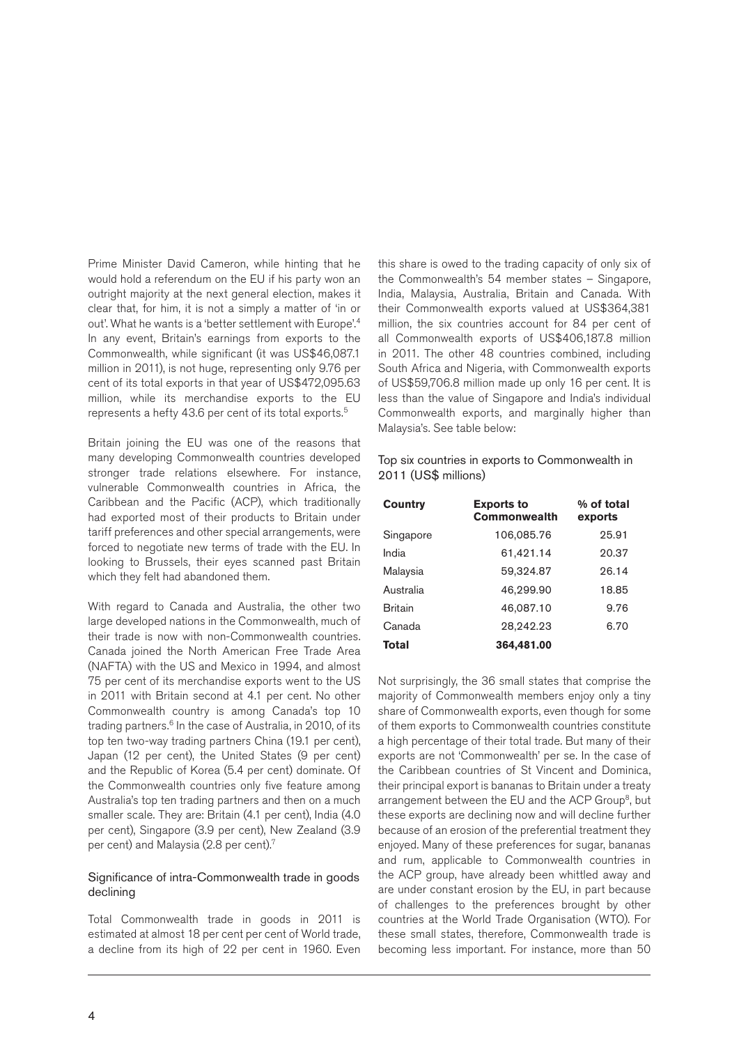Prime Minister David Cameron, while hinting that he would hold a referendum on the EU if his party won an outright majority at the next general election, makes it clear that, for him, it is not a simply a matter of 'in or out'. What he wants is a 'better settlement with Europe'.[4] In any event, Britain's earnings from exports to the Commonwealth, while significant (it was US$46,087.1 million in 2011), is not huge, representing only 9.76 per cent of its total exports in that year of US$472,095.63 million, while its merchandise exports to the EU represents a hefty 43.6 per cent of its total exports.[5]

Britain joining the EU was one of the reasons that many developing Commonwealth countries developed stronger trade relations elsewhere. For instance, vulnerable Commonwealth countries in Africa, the Caribbean and the Pacific (ACP), which traditionally had exported most of their products to Britain under tariff preferences and other special arrangements, were forced to negotiate new terms of trade with the EU. In looking to Brussels, their eyes scanned past Britain which they felt had abandoned them.

With regard to Canada and Australia, the other two large developed nations in the Commonwealth, much of their trade is now with non-Commonwealth countries. Canada joined the North American Free Trade Area (NAFTA) with the US and Mexico in 1994, and almost 75 per cent of its merchandise exports went to the US in 2011 with Britain second at 4.1 per cent. No other Commonwealth country is among Canada's top 10 trading partners.[6] In the case of Australia, in 2010, of its top ten two-way trading partners China (19.1 per cent), Japan (12 per cent), the United States (9 per cent) and the Republic of Korea (5.4 per cent) dominate. Of the Commonwealth countries only five feature among Australia's top ten trading partners and then on a much smaller scale. They are: Britain (4.1 per cent), India (4.0 per cent), Singapore (3.9 per cent), New Zealand (3.9 per cent) and Malaysia (2.8 per cent).[7]

### Significance of intra-Commonwealth trade in goods declining

Total Commonwealth trade in goods in 2011 is estimated at almost 18 per cent per cent of World trade, a decline from its high of 22 per cent in 1960. Even this share is owed to the trading capacity of only six of the Commonwealth's 54 member states – Singapore, India, Malaysia, Australia, Britain and Canada. With their Commonwealth exports valued at US$364,381 million, the six countries account for 84 per cent of all Commonwealth exports of US$406,187.8 million in 2011. The other 48 countries combined, including South Africa and Nigeria, with Commonwealth exports of US$59,706.8 million made up only 16 per cent. It is less than the value of Singapore and India's individual Commonwealth exports, and marginally higher than Malaysia's. See table below:

Top six countries in exports to Commonwealth in 2011 (US$ millions)

| Country | Exports to Commonwealth | % of total exports |
|---|---|---|
| Singapore | 106,085.76 | 25.91 |
| India | 61,421.14 | 20.37 |
| Malaysia | 59,324.87 | 26.14 |
| Australia | 46,299.90 | 18.85 |
| Britain | 46,087.10 | 9.76 |
| Canada | 28,242.23 | 6.70 |
| **Total** | **364,481.00** | |

Not surprisingly, the 36 small states that comprise the majority of Commonwealth members enjoy only a tiny share of Commonwealth exports, even though for some of them exports to Commonwealth countries constitute a high percentage of their total trade. But many of their exports are not 'Commonwealth' per se. In the case of the Caribbean countries of St Vincent and Dominica, their principal export is bananas to Britain under a treaty arrangement between the EU and the ACP Group[8], but these exports are declining now and will decline further because of an erosion of the preferential treatment they enjoyed. Many of these preferences for sugar, bananas and rum, applicable to Commonwealth countries in the ACP group, have already been whittled away and are under constant erosion by the EU, in part because of challenges to the preferences brought by other countries at the World Trade Organisation (WTO). For these small states, therefore, Commonwealth trade is becoming less important. For instance, more than 50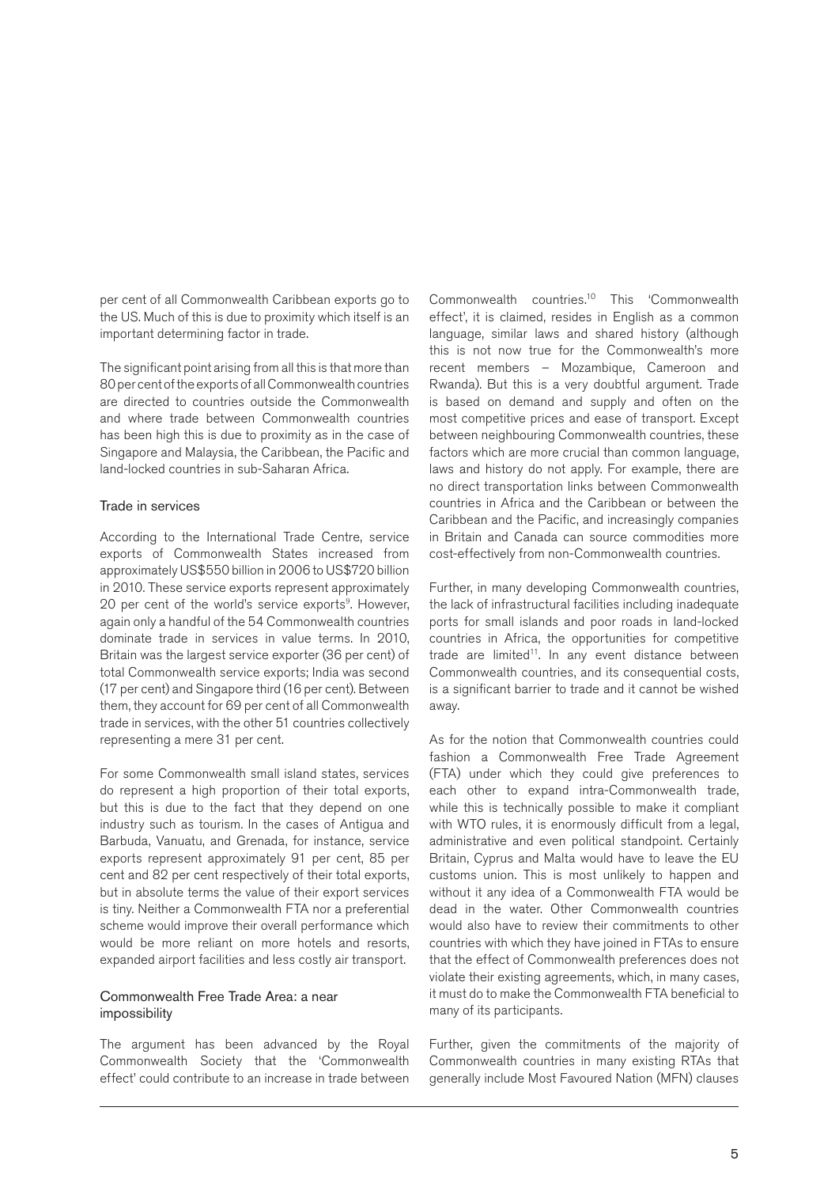per cent of all Commonwealth Caribbean exports go to the US. Much of this is due to proximity which itself is an important determining factor in trade.

The significant point arising from all this is that more than 80 per cent of the exports of all Commonwealth countries are directed to countries outside the Commonwealth and where trade between Commonwealth countries has been high this is due to proximity as in the case of Singapore and Malaysia, the Caribbean, the Pacific and land-locked countries in sub-Saharan Africa.

### Trade in services

According to the International Trade Centre, service exports of Commonwealth States increased from approximately US$550 billion in 2006 to US$720 billion in 2010. These service exports represent approximately 20 per cent of the world's service exports[9]. However, again only a handful of the 54 Commonwealth countries dominate trade in services in value terms. In 2010, Britain was the largest service exporter (36 per cent) of total Commonwealth service exports; India was second (17 per cent) and Singapore third (16 per cent). Between them, they account for 69 per cent of all Commonwealth trade in services, with the other 51 countries collectively representing a mere 31 per cent.

For some Commonwealth small island states, services do represent a high proportion of their total exports, but this is due to the fact that they depend on one industry such as tourism. In the cases of Antigua and Barbuda, Vanuatu, and Grenada, for instance, service exports represent approximately 91 per cent, 85 per cent and 82 per cent respectively of their total exports, but in absolute terms the value of their export services is tiny. Neither a Commonwealth FTA nor a preferential scheme would improve their overall performance which would be more reliant on more hotels and resorts, expanded airport facilities and less costly air transport.

### Commonwealth Free Trade Area: a near impossibility

The argument has been advanced by the Royal Commonwealth Society that the 'Commonwealth effect' could contribute to an increase in trade between Commonwealth countries.[10] This 'Commonwealth effect', it is claimed, resides in English as a common language, similar laws and shared history (although this is not now true for the Commonwealth's more recent members – Mozambique, Cameroon and Rwanda). But this is a very doubtful argument. Trade is based on demand and supply and often on the most competitive prices and ease of transport. Except between neighbouring Commonwealth countries, these factors which are more crucial than common language, laws and history do not apply. For example, there are no direct transportation links between Commonwealth countries in Africa and the Caribbean or between the Caribbean and the Pacific, and increasingly companies in Britain and Canada can source commodities more cost-effectively from non-Commonwealth countries.

Further, in many developing Commonwealth countries, the lack of infrastructural facilities including inadequate ports for small islands and poor roads in land-locked countries in Africa, the opportunities for competitive trade are limited[11]. In any event distance between Commonwealth countries, and its consequential costs, is a significant barrier to trade and it cannot be wished away.

As for the notion that Commonwealth countries could fashion a Commonwealth Free Trade Agreement (FTA) under which they could give preferences to each other to expand intra-Commonwealth trade, while this is technically possible to make it compliant with WTO rules, it is enormously difficult from a legal, administrative and even political standpoint. Certainly Britain, Cyprus and Malta would have to leave the EU customs union. This is most unlikely to happen and without it any idea of a Commonwealth FTA would be dead in the water. Other Commonwealth countries would also have to review their commitments to other countries with which they have joined in FTAs to ensure that the effect of Commonwealth preferences does not violate their existing agreements, which, in many cases, it must do to make the Commonwealth FTA beneficial to many of its participants.

Further, given the commitments of the majority of Commonwealth countries in many existing RTAs that generally include Most Favoured Nation (MFN) clauses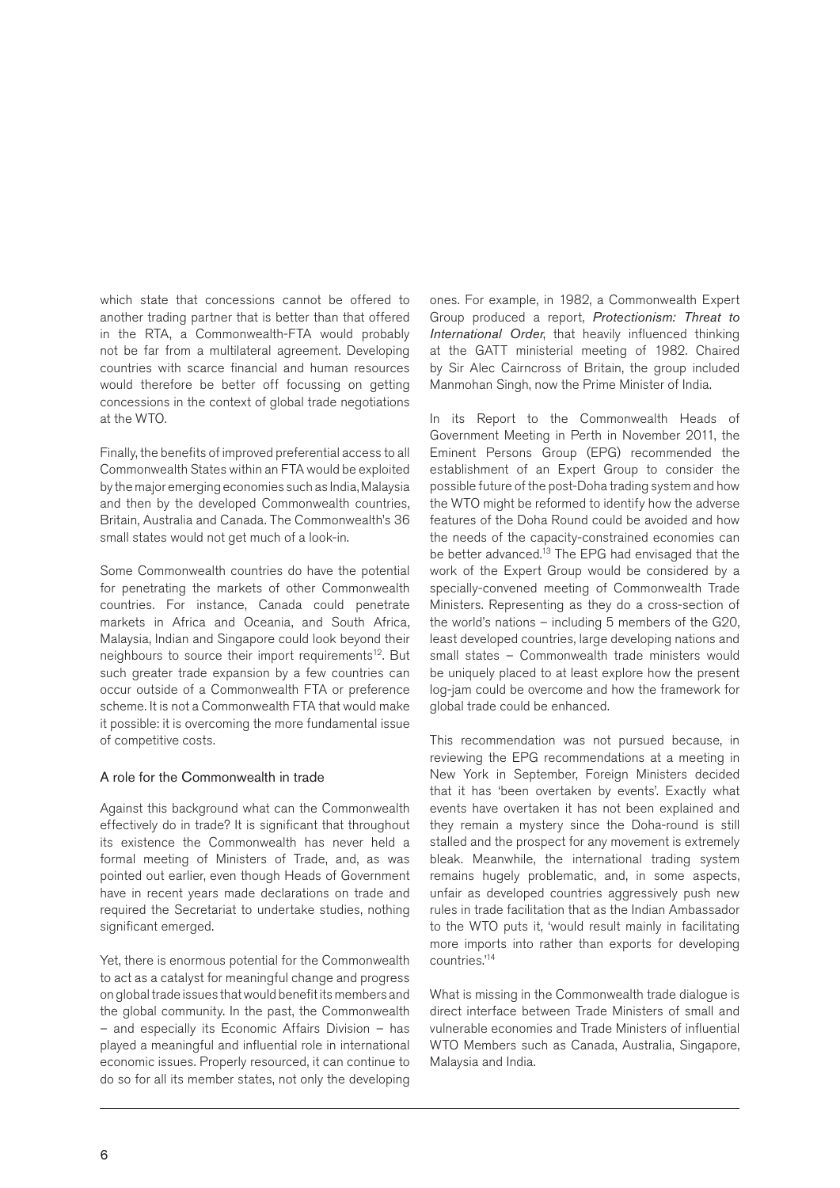which state that concessions cannot be offered to another trading partner that is better than that offered in the RTA, a Commonwealth-FTA would probably not be far from a multilateral agreement. Developing countries with scarce financial and human resources would therefore be better off focussing on getting concessions in the context of global trade negotiations at the WTO.

Finally, the benefits of improved preferential access to all Commonwealth States within an FTA would be exploited by the major emerging economies such as India, Malaysia and then by the developed Commonwealth countries, Britain, Australia and Canada. The Commonwealth's 36 small states would not get much of a look-in.

Some Commonwealth countries do have the potential for penetrating the markets of other Commonwealth countries. For instance, Canada could penetrate markets in Africa and Oceania, and South Africa, Malaysia, Indian and Singapore could look beyond their neighbours to source their import requirements[12]. But such greater trade expansion by a few countries can occur outside of a Commonwealth FTA or preference scheme. It is not a Commonwealth FTA that would make it possible: it is overcoming the more fundamental issue of competitive costs.

### A role for the Commonwealth in trade

Against this background what can the Commonwealth effectively do in trade? It is significant that throughout its existence the Commonwealth has never held a formal meeting of Ministers of Trade, and, as was pointed out earlier, even though Heads of Government have in recent years made declarations on trade and required the Secretariat to undertake studies, nothing significant emerged.

Yet, there is enormous potential for the Commonwealth to act as a catalyst for meaningful change and progress on global trade issues that would benefit its members and the global community. In the past, the Commonwealth – and especially its Economic Affairs Division – has played a meaningful and influential role in international economic issues. Properly resourced, it can continue to do so for all its member states, not only the developing ones. For example, in 1982, a Commonwealth Expert Group produced a report, *Protectionism: Threat to International Order*, that heavily influenced thinking at the GATT ministerial meeting of 1982. Chaired by Sir Alec Cairncross of Britain, the group included Manmohan Singh, now the Prime Minister of India.

In its Report to the Commonwealth Heads of Government Meeting in Perth in November 2011, the Eminent Persons Group (EPG) recommended the establishment of an Expert Group to consider the possible future of the post-Doha trading system and how the WTO might be reformed to identify how the adverse features of the Doha Round could be avoided and how the needs of the capacity-constrained economies can be better advanced.[13] The EPG had envisaged that the work of the Expert Group would be considered by a specially-convened meeting of Commonwealth Trade Ministers. Representing as they do a cross-section of the world's nations – including 5 members of the G20, least developed countries, large developing nations and small states – Commonwealth trade ministers would be uniquely placed to at least explore how the present log-jam could be overcome and how the framework for global trade could be enhanced.

This recommendation was not pursued because, in reviewing the EPG recommendations at a meeting in New York in September, Foreign Ministers decided that it has 'been overtaken by events'. Exactly what events have overtaken it has not been explained and they remain a mystery since the Doha-round is still stalled and the prospect for any movement is extremely bleak. Meanwhile, the international trading system remains hugely problematic, and, in some aspects, unfair as developed countries aggressively push new rules in trade facilitation that as the Indian Ambassador to the WTO puts it, 'would result mainly in facilitating more imports into rather than exports for developing countries.'[14]

What is missing in the Commonwealth trade dialogue is direct interface between Trade Ministers of small and vulnerable economies and Trade Ministers of influential WTO Members such as Canada, Australia, Singapore, Malaysia and India.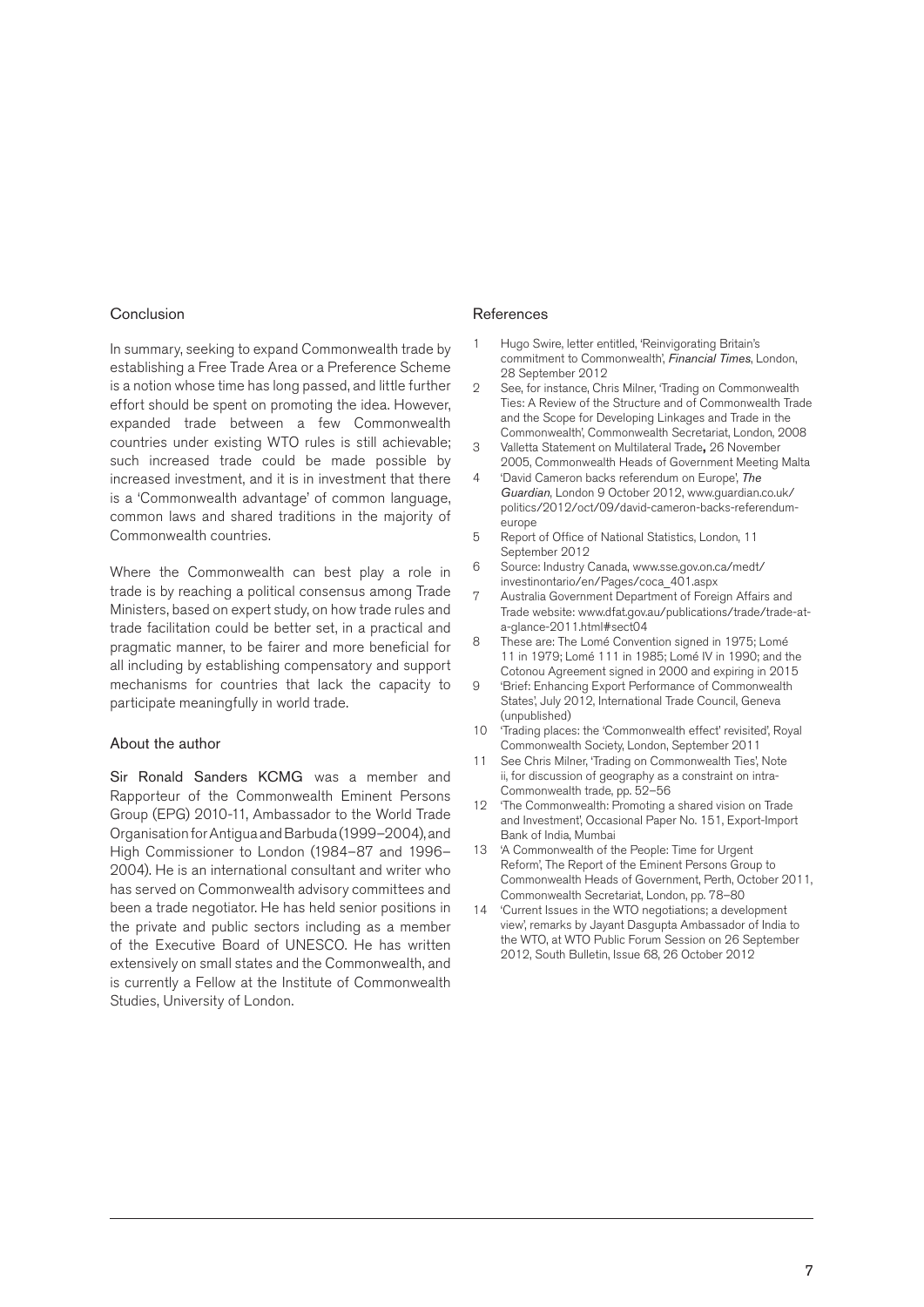## Conclusion

In summary, seeking to expand Commonwealth trade by establishing a Free Trade Area or a Preference Scheme is a notion whose time has long passed, and little further effort should be spent on promoting the idea. However, expanded trade between a few Commonwealth countries under existing WTO rules is still achievable; such increased trade could be made possible by increased investment, and it is in investment that there is a 'Commonwealth advantage' of common language, common laws and shared traditions in the majority of Commonwealth countries.

Where the Commonwealth can best play a role in trade is by reaching a political consensus among Trade Ministers, based on expert study, on how trade rules and trade facilitation could be better set, in a practical and pragmatic manner, to be fairer and more beneficial for all including by establishing compensatory and support mechanisms for countries that lack the capacity to participate meaningfully in world trade.

## About the author

**Sir Ronald Sanders KCMG** was a member and Rapporteur of the Commonwealth Eminent Persons Group (EPG) 2010-11, Ambassador to the World Trade Organisation for Antigua and Barbuda (1999–2004), and High Commissioner to London (1984–87 and 1996–2004). He is an international consultant and writer who has served on Commonwealth advisory committees and been a trade negotiator. He has held senior positions in the private and public sectors including as a member of the Executive Board of UNESCO. He has written extensively on small states and the Commonwealth, and is currently a Fellow at the Institute of Commonwealth Studies, University of London.

## References

1. Hugo Swire, letter entitled, 'Reinvigorating Britain's commitment to Commonwealth', *Financial Times*, London, 28 September 2012
2. See, for instance, Chris Milner, 'Trading on Commonwealth Ties: A Review of the Structure and of Commonwealth Trade and the Scope for Developing Linkages and Trade in the Commonwealth', Commonwealth Secretariat, London, 2008
3. Valletta Statement on Multilateral Trade**,** 26 November 2005, Commonwealth Heads of Government Meeting Malta
4. 'David Cameron backs referendum on Europe', *The Guardian*, London 9 October 2012, www.guardian.co.uk/politics/2012/oct/09/david-cameron-backs-referendum-europe
5. Report of Office of National Statistics, London, 11 September 2012
6. Source: Industry Canada, www.sse.gov.on.ca/medt/investinontario/en/Pages/coca_401.aspx
7. Australia Government Department of Foreign Affairs and Trade website: www.dfat.gov.au/publications/trade/trade-at-a-glance-2011.html#sect04
8. These are: The Lomé Convention signed in 1975; Lomé 11 in 1979; Lomé 111 in 1985; Lomé IV in 1990; and the Cotonou Agreement signed in 2000 and expiring in 2015
9. 'Brief: Enhancing Export Performance of Commonwealth States', July 2012, International Trade Council, Geneva (unpublished)
10. 'Trading places: the 'Commonwealth effect' revisited', Royal Commonwealth Society, London, September 2011
11. See Chris Milner, 'Trading on Commonwealth Ties', Note ii, for discussion of geography as a constraint on intra-Commonwealth trade, pp. 52–56
12. 'The Commonwealth: Promoting a shared vision on Trade and Investment', Occasional Paper No. 151, Export-Import Bank of India, Mumbai
13. 'A Commonwealth of the People: Time for Urgent Reform', The Report of the Eminent Persons Group to Commonwealth Heads of Government, Perth, October 2011, Commonwealth Secretariat, London, pp. 78–80
14. 'Current Issues in the WTO negotiations; a development view', remarks by Jayant Dasgupta Ambassador of India to the WTO, at WTO Public Forum Session on 26 September 2012, South Bulletin, Issue 68, 26 October 2012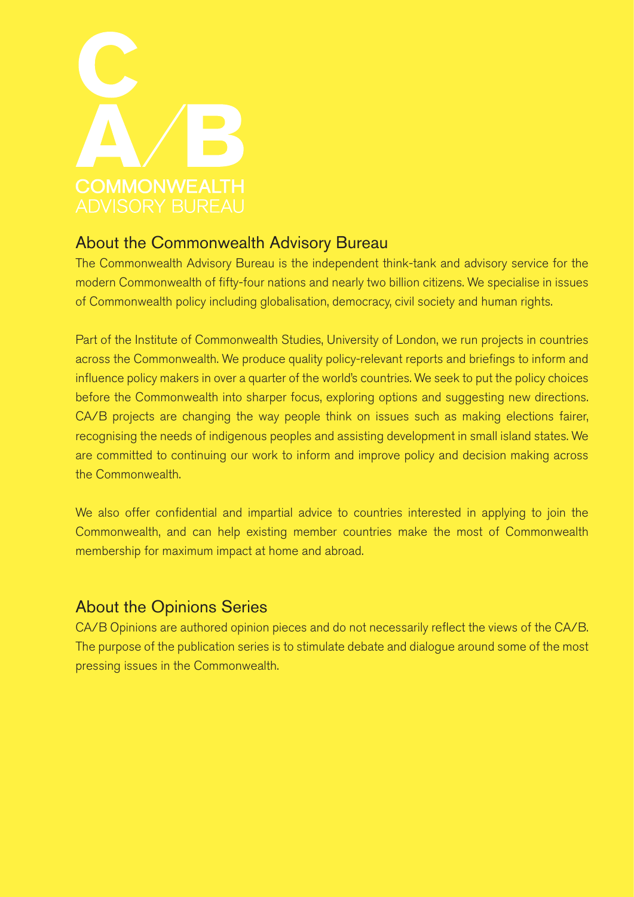C

A/B

COMMONWEALTH
ADVISORY BUREAU

## About the Commonwealth Advisory Bureau

The Commonwealth Advisory Bureau is the independent think-tank and advisory service for the modern Commonwealth of fifty-four nations and nearly two billion citizens. We specialise in issues of Commonwealth policy including globalisation, democracy, civil society and human rights.

Part of the Institute of Commonwealth Studies, University of London, we run projects in countries across the Commonwealth. We produce quality policy-relevant reports and briefings to inform and influence policy makers in over a quarter of the world's countries. We seek to put the policy choices before the Commonwealth into sharper focus, exploring options and suggesting new directions. CA/B projects are changing the way people think on issues such as making elections fairer, recognising the needs of indigenous peoples and assisting development in small island states. We are committed to continuing our work to inform and improve policy and decision making across the Commonwealth.

We also offer confidential and impartial advice to countries interested in applying to join the Commonwealth, and can help existing member countries make the most of Commonwealth membership for maximum impact at home and abroad.

## About the Opinions Series

CA/B Opinions are authored opinion pieces and do not necessarily reflect the views of the CA/B. The purpose of the publication series is to stimulate debate and dialogue around some of the most pressing issues in the Commonwealth.